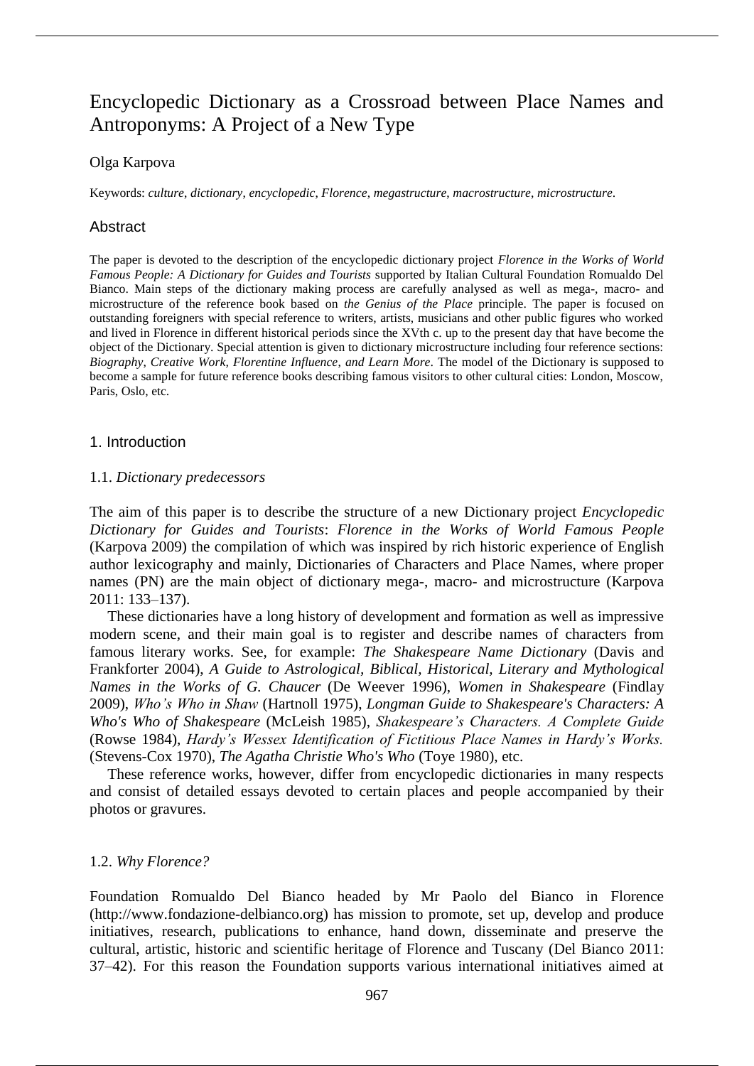# Encyclopedic Dictionary as a Crossroad between Place Names and Antroponyms: A Project of a New Type

Olga Karpova

Keywords: *culture*, *dictionary*, *encyclopedic*, *Florence*, *megastructure*, *macrostructure*, *microstructure*.

## Abstract

The paper is devoted to the description of the encyclopedic dictionary project *Florence in the Works of World Famous People: A Dictionary for Guides and Tourists* supported by Italian Cultural Foundation Romualdo Del Bianco. Main steps of the dictionary making process are carefully analysed as well as mega-, macro- and microstructure of the reference book based on *the Genius of the Place* principle. The paper is focused on outstanding foreigners with special reference to writers, artists, musicians and other public figures who worked and lived in Florence in different historical periods since the XVth c. up to the present day that have become the object of the Dictionary. Special attention is given to dictionary microstructure including four reference sections: *Biography*, *Creative Work*, *Florentine Influence*, *and Learn More*. The model of the Dictionary is supposed to become a sample for future reference books describing famous visitors to other cultural cities: London, Moscow, Paris, Oslo, etc.

## 1. Introduction

### 1.1. *Dictionary predecessors*

The aim of this paper is to describe the structure of a new Dictionary project *Encyclopedic Dictionary for Guides and Tourists*: *Florence in the Works of World Famous People* (Karpova 2009) the compilation of which was inspired by rich historic experience of English author lexicography and mainly, Dictionaries of Characters and Place Names, where proper names (PN) are the main object of dictionary mega-, macro- and microstructure (Karpova 2011: 133–137).

These dictionaries have a long history of development and formation as well as impressive modern scene, and their main goal is to register and describe names of characters from famous literary works. See, for example: *The Shakespeare Name Dictionary* (Davis and Frankforter 2004), *A Guide to Astrological, Biblical, Historical, Literary and Mythological Names in the Works of G. Chaucer* (De Weever 1996), *Women in Shakespeare* (Findlay 2009), *Who's Who in Shaw* (Hartnoll 1975), *Longman Guide to Shakespeare's Characters: A Who's Who of Shakespeare* (McLeish 1985), *Shakespeare's Characters. A Complete Guide* (Rowse 1984), *Hardy's Wessex Identification of Fictitious Place Names in Hardy's Works.* (Stevens-Cox 1970), *The Agatha Christie Who's Who* (Toye 1980), etc.

These reference works, however, differ from encyclopedic dictionaries in many respects and consist of detailed essays devoted to certain places and people accompanied by their photos or gravures.

### 1.2. *Why Florence?*

Foundation Romualdo Del Bianco headed by Mr Paolo del Bianco in Florence (http://www.fondazione-delbianco.org) has mission to promote, set up, develop and produce initiatives, research, publications to enhance, hand down, disseminate and preserve the cultural, artistic, historic and scientific heritage of Florence and Tuscany (Del Bianco 2011: 37–42). For this reason the Foundation supports various international initiatives aimed at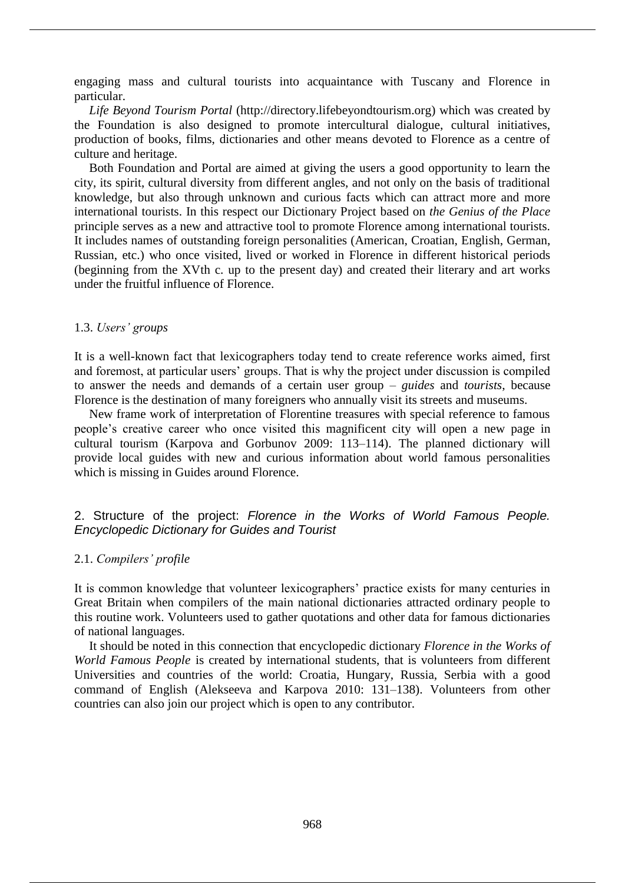engaging mass and cultural tourists into acquaintance with Tuscany and Florence in particular.

*Life Beyond Tourism Portal* (http://directory.lifebeyondtourism.org) which was created by the Foundation is also designed to promote intercultural dialogue, cultural initiatives, production of books, films, dictionaries and other means devoted to Florence as a centre of culture and heritage.

Both Foundation and Portal are aimed at giving the users a good opportunity to learn the city, its spirit, cultural diversity from different angles, and not only on the basis of traditional knowledge, but also through unknown and curious facts which can attract more and more international tourists. In this respect our Dictionary Project based on *the Genius of the Place* principle serves as a new and attractive tool to promote Florence among international tourists. It includes names of outstanding foreign personalities (American, Croatian, English, German, Russian, etc.) who once visited, lived or worked in Florence in different historical periods (beginning from the XVth c. up to the present day) and created their literary and art works under the fruitful influence of Florence.

### 1.3. *Users' groups*

It is a well-known fact that lexicographers today tend to create reference works aimed, first and foremost, at particular users' groups. That is why the project under discussion is compiled to answer the needs and demands of a certain user group – *guides* and *tourists*, because Florence is the destination of many foreigners who annually visit its streets and museums.

New frame work of interpretation of Florentine treasures with special reference to famous people's creative career who once visited this magnificent city will open a new page in cultural tourism (Karpova and Gorbunov 2009: 113–114). The planned dictionary will provide local guides with new and curious information about world famous personalities which is missing in Guides around Florence.

## 2. Structure of the project: *Florence in the Works of World Famous People. Encyclopedic Dictionary for Guides and Tourist*

### 2.1. *Compilers' profile*

It is common knowledge that volunteer lexicographers' practice exists for many centuries in Great Britain when compilers of the main national dictionaries attracted ordinary people to this routine work. Volunteers used to gather quotations and other data for famous dictionaries of national languages.

It should be noted in this connection that encyclopedic dictionary *Florence in the Works of World Famous People* is created by international students, that is volunteers from different Universities and countries of the world: Croatia, Hungary, Russia, Serbia with a good command of English (Alekseeva and Karpova 2010: 131–138). Volunteers from other countries can also join our project which is open to any contributor.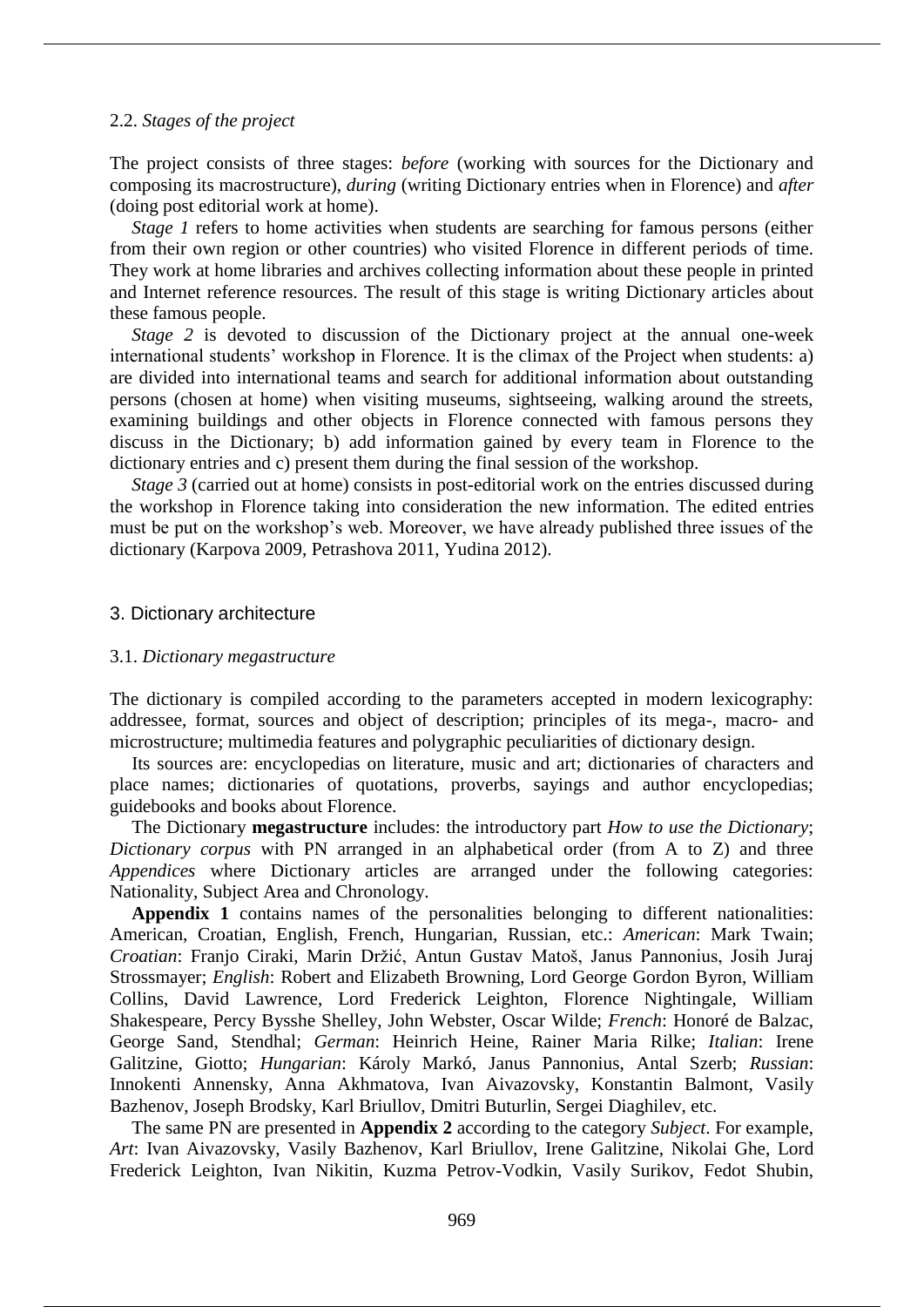### 2.2. *Stages of the project*

The project consists of three stages: *before* (working with sources for the Dictionary and composing its macrostructure), *during* (writing Dictionary entries when in Florence) and *after* (doing post editorial work at home).

*Stage 1* refers to home activities when students are searching for famous persons (either from their own region or other countries) who visited Florence in different periods of time. They work at home libraries and archives collecting information about these people in printed and Internet reference resources. The result of this stage is writing Dictionary articles about these famous people.

*Stage 2* is devoted to discussion of the Dictionary project at the annual one-week international students' workshop in Florence. It is the climax of the Project when students: a) are divided into international teams and search for additional information about outstanding persons (chosen at home) when visiting museums, sightseeing, walking around the streets, examining buildings and other objects in Florence connected with famous persons they discuss in the Dictionary; b) add information gained by every team in Florence to the dictionary entries and c) present them during the final session of the workshop.

*Stage 3* (carried out at home) consists in post-editorial work on the entries discussed during the workshop in Florence taking into consideration the new information. The edited entries must be put on the workshop's web. Moreover, we have already published three issues of the dictionary (Karpova 2009, Petrashova 2011, Yudina 2012).

## 3. Dictionary architecture

### 3.1. *Dictionary megastructure*

The dictionary is compiled according to the parameters accepted in modern lexicography: addressee, format, sources and object of description; principles of its mega-, macro- and microstructure; multimedia features and polygraphic peculiarities of dictionary design.

Its sources are: encyclopedias on literature, music and art; dictionaries of characters and place names; dictionaries of quotations, proverbs, sayings and author encyclopedias; guidebooks and books about Florence.

The Dictionary **megastructure** includes: the introductory part *How to use the Dictionary*; *Dictionary corpus* with PN arranged in an alphabetical order (from A to Z) and three *Appendices* where Dictionary articles are arranged under the following categories: Nationality, Subject Area and Chronology.

**Appendix 1** contains names of the personalities belonging to different nationalities: American, Croatian, English, French, Hungarian, Russian, etc.: *American*: Mark Twain; *Croatian*: Franjo Ciraki, Marin Držić, Antun Gustav Matoš, Janus Pannonius, Josih Juraj Strossmayer; *English*: Robert and Elizabeth Browning, Lord George Gordon Byron, William Collins, David Lawrence, Lord Frederick Leighton, Florence Nightingale, William Shakespeare, Percy Bysshe Shelley, John Webster, Oscar Wilde; *French*: Honoré de Balzac, George Sand, Stendhal; *German*: Heinrich Heine, Rainer Maria Rilke; *Italian*: Irene Galitzine, Giotto; *Hungarian*: Károly Markó, Janus Pannonius, Antal Szerb; *Russian*: Innokenti Annensky, Anna Akhmatova, Ivan Aivazovsky, Konstantin Balmont, Vasily Bazhenov, Joseph Brodsky, Karl Briullov, Dmitri Buturlin, Sergei Diaghilev, etc.

The same PN are presented in **Appendix 2** according to the category *Subject*. For example, *Art*: Ivan Aivazovsky, Vasily Bazhenov, Karl Briullov, Irene Galitzine, Nikolai Ghe, Lord Frederick Leighton, Ivan Nikitin, Kuzma Petrov-Vodkin, Vasily Surikov, Fedot Shubin,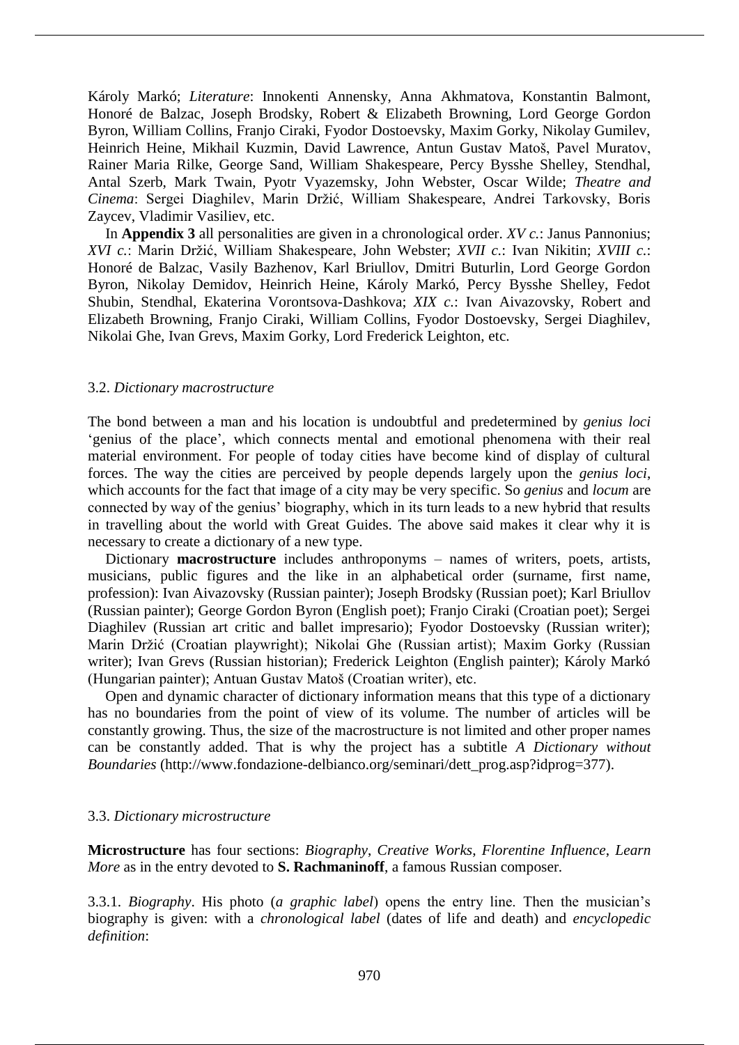Károly Markó; *Literature*: Innokenti Annensky, Anna Akhmatova, Konstantin Balmont, Honoré de Balzac, Joseph Brodsky, Robert & Elizabeth Browning, Lord George Gordon Byron, William Collins, Franjo Ciraki, Fyodor Dostoevsky, Maxim Gorky, Nikolay Gumilev, Heinrich Heine, Mikhail Kuzmin, David Lawrence, Antun Gustav Matoš, Pavel Muratov, Rainer Maria Rilke, George Sand, William Shakespeare, Percy Bysshe Shelley, Stendhal, Antal Szerb, Mark Twain, Pyotr Vyazemsky, John Webster, Oscar Wilde; *Theatre and Cinema*: Sergei Diaghilev, Marin Držić, William Shakespeare, Andrei Tarkovsky, Boris Zaycev, Vladimir Vasiliev, etc.

In **Appendix 3** all personalities are given in a chronological order. *XV c.*: Janus Pannonius; *XVI c.*: Marin Držić, William Shakespeare, John Webster; *XVII c.*: Ivan Nikitin; *XVIII c.*: Honoré de Balzac, Vasily Bazhenov, Karl Briullov, Dmitri Buturlin, Lord George Gordon Byron, Nikolay Demidov, Heinrich Heine, Károly Markó, Percy Bysshe Shelley, Fedot Shubin, Stendhal, Ekaterina Vorontsova-Dashkova; *XIX c.*: Ivan Aivazovsky, Robert and Elizabeth Browning, Franjo Ciraki, William Collins, Fyodor Dostoevsky, Sergei Diaghilev, Nikolai Ghe, Ivan Grevs, Maxim Gorky, Lord Frederick Leighton, etc.

### 3.2. *Dictionary macrostructure*

The bond between a man and his location is undoubtful and predetermined by *genius loci* 'genius of the place', which connects mental and emotional phenomena with their real material environment. For people of today cities have become kind of display of cultural forces. The way the cities are perceived by people depends largely upon the *genius loci*, which accounts for the fact that image of a city may be very specific. So *genius* and *locum* are connected by way of the genius' biography, which in its turn leads to a new hybrid that results in travelling about the world with Great Guides. The above said makes it clear why it is necessary to create a dictionary of a new type.

Dictionary **macrostructure** includes anthroponyms – names of writers, poets, artists, musicians, public figures and the like in an alphabetical order (surname, first name, profession): Ivan Aivazovsky (Russian painter); Joseph Brodsky (Russian poet); Karl Briullov (Russian painter); George Gordon Byron (English poet); Franjo Ciraki (Croatian poet); Sergei Diaghilev (Russian art critic and ballet impresario); Fyodor Dostoevsky (Russian writer); Marin Držić (Croatian playwright); Nikolai Ghe (Russian artist); Maxim Gorky (Russian writer); Ivan Grevs (Russian historian); Frederick Leighton (English painter); Károly Markó (Hungarian painter); Antuan Gustav Matoš (Croatian writer), etc.

Open and dynamic character of dictionary information means that this type of a dictionary has no boundaries from the point of view of its volume. The number of articles will be constantly growing. Thus, the size of the macrostructure is not limited and other proper names can be constantly added. That is why the project has a subtitle *A Dictionary without Boundaries* (http://www.fondazione-delbianco.org/seminari/dett_prog.asp?idprog=377).

### 3.3. *Dictionary microstructure*

**Microstructure** has four sections: *Biography*, *Creative Works*, *Florentine Influence*, *Learn More* as in the entry devoted to **S. Rachmaninoff**, a famous Russian composer.

3.3.1. *Biography*. His photo (*a graphic label*) opens the entry line. Then the musician's biography is given: with a *chronological label* (dates of life and death) and *encyclopedic definition*: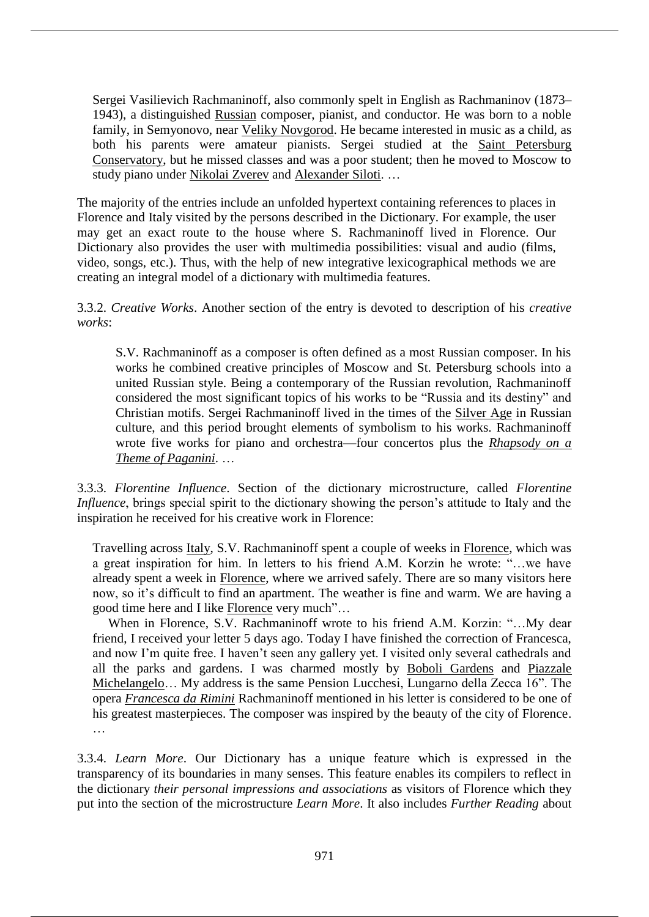> Sergei Vasilievich Rachmaninoff, also commonly spelt in English as Rachmaninov (1873–1943), a distinguished Russian composer, pianist, and conductor. He was born to a noble family, in Semyonovo, near Veliky Novgorod. He became interested in music as a child, as both his parents were amateur pianists. Sergei studied at the Saint Petersburg Conservatory, but he missed classes and was a poor student; then he moved to Moscow to study piano under Nikolai Zverev and Alexander Siloti. …

The majority of the entries include an unfolded hypertext containing references to places in Florence and Italy visited by the persons described in the Dictionary. For example, the user may get an exact route to the house where S. Rachmaninoff lived in Florence. Our Dictionary also provides the user with multimedia possibilities: visual and audio (films, video, songs, etc.). Thus, with the help of new integrative lexicographical methods we are creating an integral model of a dictionary with multimedia features.

3.3.2. *Creative Works*. Another section of the entry is devoted to description of his *creative works*:

> S.V. Rachmaninoff as a composer is often defined as a most Russian composer. In his works he combined creative principles of Moscow and St. Petersburg schools into a united Russian style. Being a contemporary of the Russian revolution, Rachmaninoff considered the most significant topics of his works to be "Russia and its destiny" and Christian motifs. Sergei Rachmaninoff lived in the times of the Silver Age in Russian culture, and this period brought elements of symbolism to his works. Rachmaninoff wrote five works for piano and orchestra—four concertos plus the *Rhapsody on a Theme of Paganini*. …

3.3.3. *Florentine Influence*. Section of the dictionary microstructure, called *Florentine Influence*, brings special spirit to the dictionary showing the person's attitude to Italy and the inspiration he received for his creative work in Florence:

> Travelling across Italy, S.V. Rachmaninoff spent a couple of weeks in Florence, which was a great inspiration for him. In letters to his friend A.M. Korzin he wrote: "…we have already spent a week in Florence, where we arrived safely. There are so many visitors here now, so it's difficult to find an apartment. The weather is fine and warm. We are having a good time here and I like Florence very much"…
>
> When in Florence, S.V. Rachmaninoff wrote to his friend A.M. Korzin: "…My dear friend, I received your letter 5 days ago. Today I have finished the correction of Francesca, and now I'm quite free. I haven't seen any gallery yet. I visited only several cathedrals and all the parks and gardens. I was charmed mostly by Boboli Gardens and Piazzale Michelangelo… My address is the same Pension Lucchesi, Lungarno della Zecca 16". The opera *Francesca da Rimini* Rachmaninoff mentioned in his letter is considered to be one of his greatest masterpieces. The composer was inspired by the beauty of the city of Florence. …

3.3.4. *Learn More*. Our Dictionary has a unique feature which is expressed in the transparency of its boundaries in many senses. This feature enables its compilers to reflect in the dictionary *their personal impressions and associations* as visitors of Florence which they put into the section of the microstructure *Learn More*. It also includes *Further Reading* about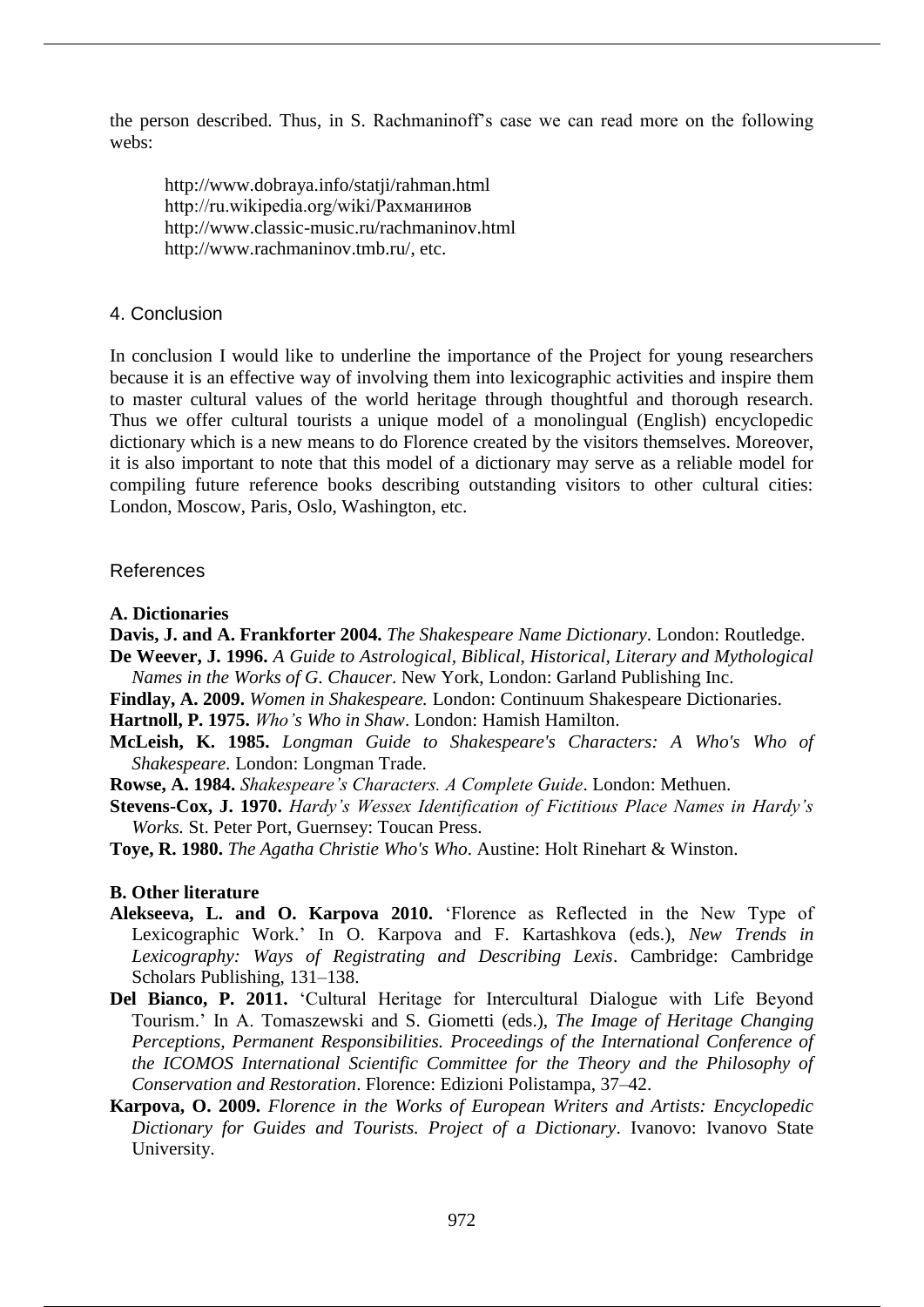the person described. Thus, in S. Rachmaninoff's case we can read more on the following webs:

http://www.dobraya.info/statji/rahman.html
http://ru.wikipedia.org/wiki/Рахманинов
http://www.classic-music.ru/rachmaninov.html
http://www.rachmaninov.tmb.ru/, etc.

## 4. Conclusion

In conclusion I would like to underline the importance of the Project for young researchers because it is an effective way of involving them into lexicographic activities and inspire them to master cultural values of the world heritage through thoughtful and thorough research. Thus we offer cultural tourists a unique model of a monolingual (English) encyclopedic dictionary which is a new means to do Florence created by the visitors themselves. Moreover, it is also important to note that this model of a dictionary may serve as a reliable model for compiling future reference books describing outstanding visitors to other cultural cities: London, Moscow, Paris, Oslo, Washington, etc.

## References

**A. Dictionaries**

**Davis, J. and A. Frankforter 2004.** *The Shakespeare Name Dictionary*. London: Routledge.

**De Weever, J. 1996.** *A Guide to Astrological, Biblical, Historical, Literary and Mythological Names in the Works of G. Chaucer*. New York, London: Garland Publishing Inc.

**Findlay, A. 2009.** *Women in Shakespeare.* London: Continuum Shakespeare Dictionaries.

**Hartnoll, P. 1975.** *Who's Who in Shaw*. London: Hamish Hamilton.

**McLeish, K. 1985.** *Longman Guide to Shakespeare's Characters: A Who's Who of Shakespeare*. London: Longman Trade.

**Rowse, A. 1984.** *Shakespeare's Characters. A Complete Guide*. London: Methuen.

**Stevens-Cox, J. 1970.** *Hardy's Wessex Identification of Fictitious Place Names in Hardy's Works.* St. Peter Port, Guernsey: Toucan Press.

**Toye, R. 1980.** *The Agatha Christie Who's Who*. Austine: Holt Rinehart & Winston.

**B. Other literature**

**Alekseeva, L. and O. Karpova 2010.** 'Florence as Reflected in the New Type of Lexicographic Work.' In O. Karpova and F. Kartashkova (eds.), *New Trends in Lexicography: Ways of Registrating and Describing Lexis*. Cambridge: Cambridge Scholars Publishing, 131–138.

**Del Bianco, P. 2011.** 'Cultural Heritage for Intercultural Dialogue with Life Beyond Tourism.' In A. Tomaszewski and S. Giometti (eds.), *The Image of Heritage Changing Perceptions, Permanent Responsibilities. Proceedings of the International Conference of the ICOMOS International Scientific Committee for the Theory and the Philosophy of Conservation and Restoration*. Florence: Edizioni Polistampa, 37–42.

**Karpova, O. 2009.** *Florence in the Works of European Writers and Artists: Encyclopedic Dictionary for Guides and Tourists. Project of a Dictionary*. Ivanovo: Ivanovo State University.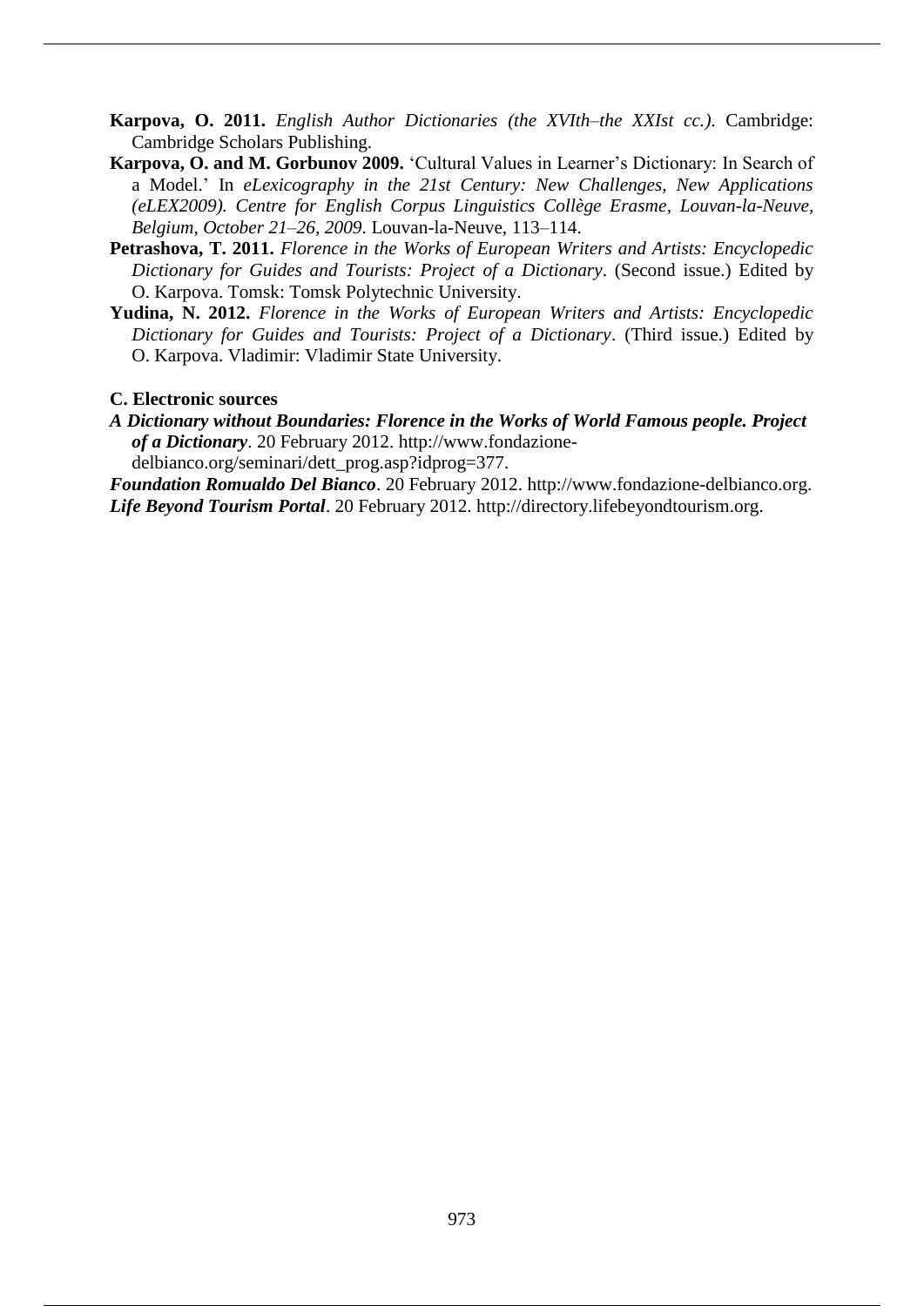**Karpova, O. 2011.** *English Author Dictionaries (the XVIth–the XXIst cc.).* Cambridge: Cambridge Scholars Publishing.

**Karpova, O. and M. Gorbunov 2009.** 'Cultural Values in Learner's Dictionary: In Search of a Model.' In *eLexicography in the 21st Century: New Challenges, New Applications (eLEX2009). Centre for English Corpus Linguistics Collège Erasme, Louvan-la-Neuve, Belgium, October 21–26, 2009*. Louvain-la-Neuve, 113–114.

**Petrashova, T. 2011.** *Florence in the Works of European Writers and Artists: Encyclopedic Dictionary for Guides and Tourists: Project of a Dictionary*. (Second issue.) Edited by O. Karpova. Tomsk: Tomsk Polytechnic University.

**Yudina, N. 2012.** *Florence in the Works of European Writers and Artists: Encyclopedic Dictionary for Guides and Tourists: Project of a Dictionary*. (Third issue.) Edited by O. Karpova. Vladimir: Vladimir State University.

**C. Electronic sources**

***A Dictionary without Boundaries: Florence in the Works of World Famous people. Project of a Dictionary***. 20 February 2012. http://www.fondazione-delbianco.org/seminari/dett_prog.asp?idprog=377.

***Foundation Romualdo Del Bianco***. 20 February 2012. http://www.fondazione-delbianco.org.

***Life Beyond Tourism Portal***. 20 February 2012. http://directory.lifebeyondtourism.org.